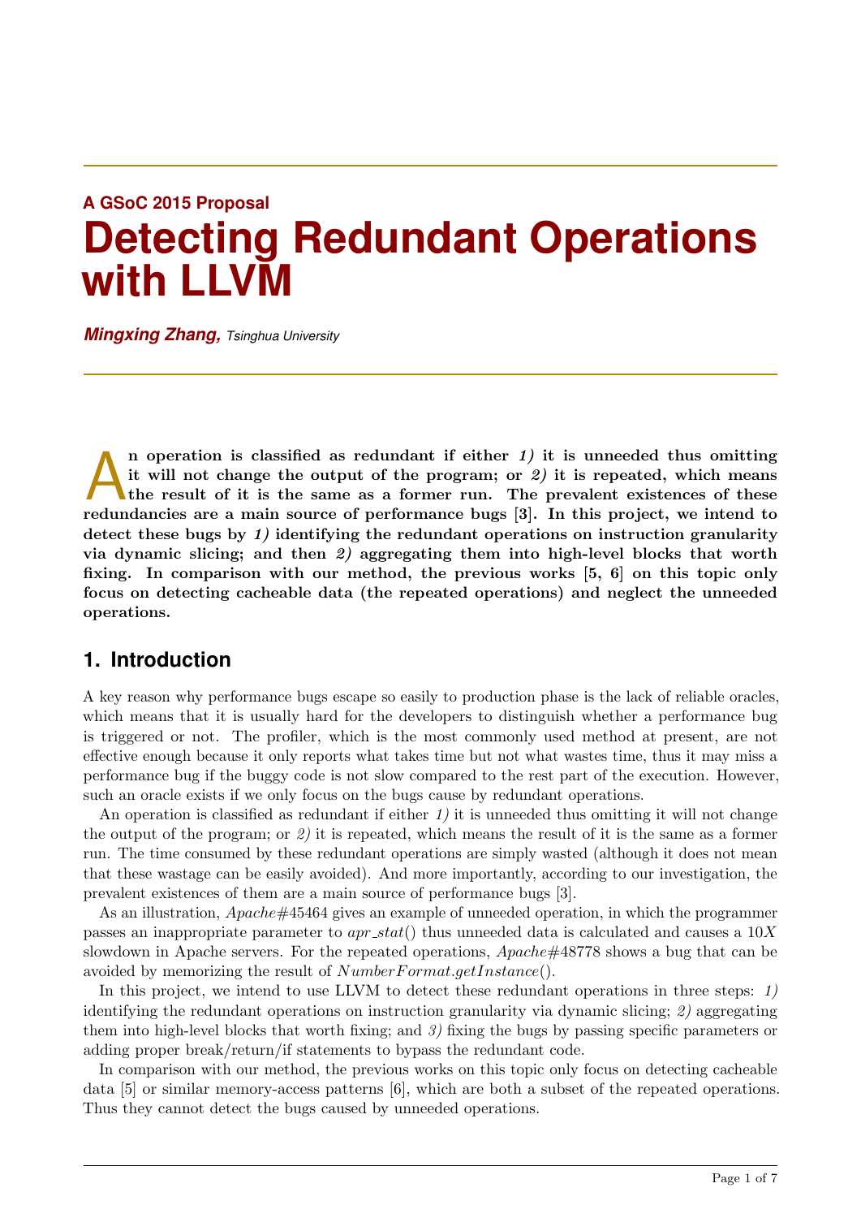A GSoC 2015 Proposal

# Detecting Redundant Operations with LLVM

***Mingxing Zhang,*** *Tsinghua University*

**An operation is classified as redundant if either *1)* it is unneeded thus omitting it will not change the output of the program; or *2)* it is repeated, which means the result of it is the same as a former run. The prevalent existences of these redundancies are a main source of performance bugs [3]. In this project, we intend to detect these bugs by *1)* identifying the redundant operations on instruction granularity via dynamic slicing; and then *2)* aggregating them into high-level blocks that worth fixing. In comparison with our method, the previous works [5, 6] on this topic only focus on detecting cacheable data (the repeated operations) and neglect the unneeded operations.**

## 1. Introduction

A key reason why performance bugs escape so easily to production phase is the lack of reliable oracles, which means that it is usually hard for the developers to distinguish whether a performance bug is triggered or not. The profiler, which is the most commonly used method at present, are not effective enough because it only reports what takes time but not what wastes time, thus it may miss a performance bug if the buggy code is not slow compared to the rest part of the execution. However, such an oracle exists if we only focus on the bugs cause by redundant operations.

An operation is classified as redundant if either *1)* it is unneeded thus omitting it will not change the output of the program; or *2)* it is repeated, which means the result of it is the same as a former run. The time consumed by these redundant operations are simply wasted (although it does not mean that these wastage can be easily avoided). And more importantly, according to our investigation, the prevalent existences of them are a main source of performance bugs [3].

As an illustration, $Apache\#45464$ gives an example of unneeded operation, in which the programmer passes an inappropriate parameter to $apr\_stat()$ thus unneeded data is calculated and causes a $10X$ slowdown in Apache servers. For the repeated operations, $Apache\#48778$ shows a bug that can be avoided by memorizing the result of $NumberFormat.getInstance()$.

In this project, we intend to use LLVM to detect these redundant operations in three steps: *1)* identifying the redundant operations on instruction granularity via dynamic slicing; *2)* aggregating them into high-level blocks that worth fixing; and *3)* fixing the bugs by passing specific parameters or adding proper break/return/if statements to bypass the redundant code.

In comparison with our method, the previous works on this topic only focus on detecting cacheable data [5] or similar memory-access patterns [6], which are both a subset of the repeated operations. Thus they cannot detect the bugs caused by unneeded operations.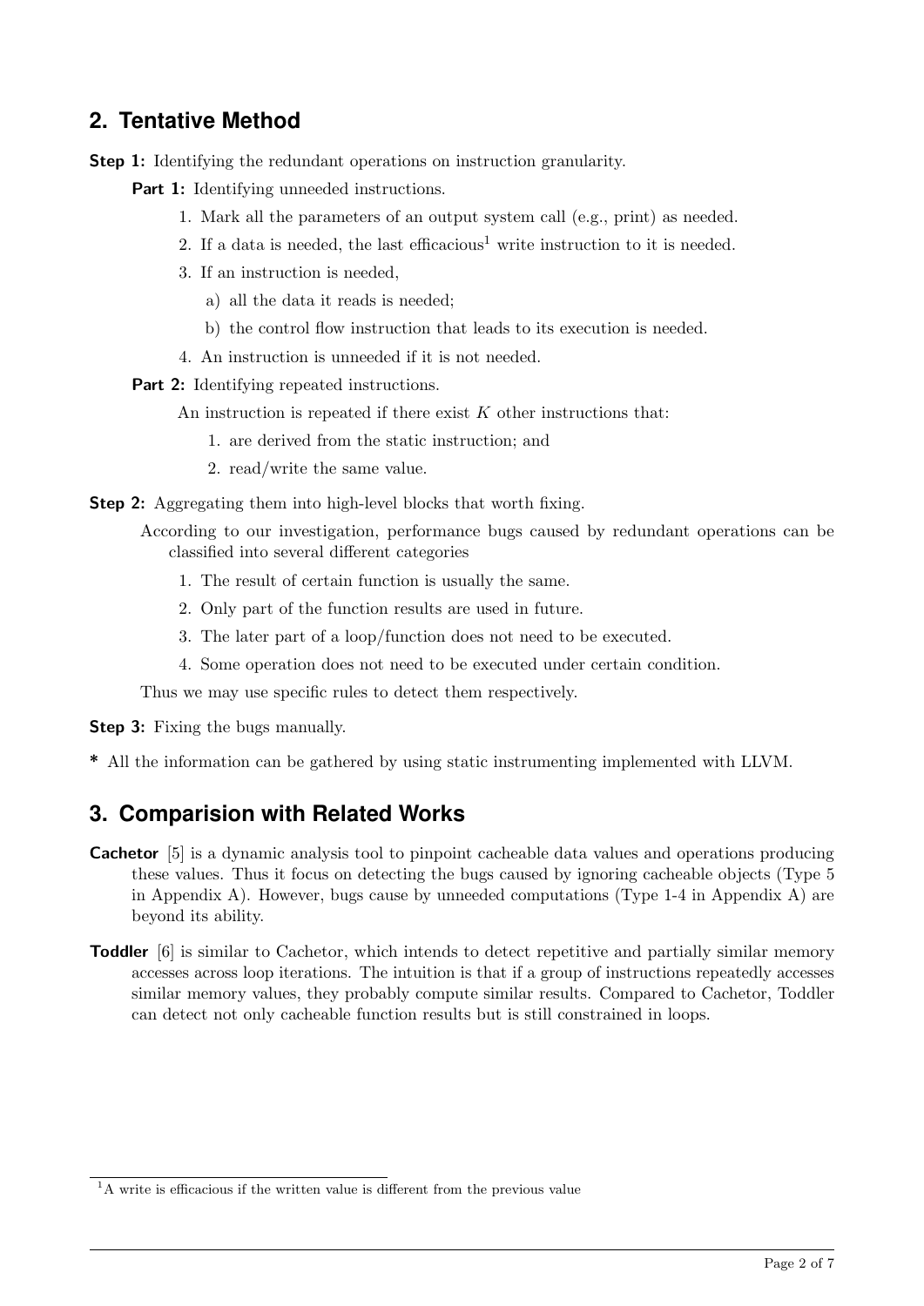## 2. Tentative Method

**Step 1:** Identifying the redundant operations on instruction granularity.

**Part 1:** Identifying unneeded instructions.

1. Mark all the parameters of an output system call (e.g., print) as needed.
2. If a data is needed, the last efficacious[1] write instruction to it is needed.
3. If an instruction is needed,
   a) all the data it reads is needed;
   b) the control flow instruction that leads to its execution is needed.
4. An instruction is unneeded if it is not needed.

**Part 2:** Identifying repeated instructions.

An instruction is repeated if there exist $K$ other instructions that:

1. are derived from the static instruction; and
2. read/write the same value.

**Step 2:** Aggregating them into high-level blocks that worth fixing.

According to our investigation, performance bugs caused by redundant operations can be classified into several different categories

1. The result of certain function is usually the same.
2. Only part of the function results are used in future.
3. The later part of a loop/function does not need to be executed.
4. Some operation does not need to be executed under certain condition.

Thus we may use specific rules to detect them respectively.

**Step 3:** Fixing the bugs manually.

**\*** All the information can be gathered by using static instrumenting implemented with LLVM.

## 3. Comparision with Related Works

**Cachetor** [5] is a dynamic analysis tool to pinpoint cacheable data values and operations producing these values. Thus it focus on detecting the bugs caused by ignoring cacheable objects (Type 5 in Appendix A). However, bugs cause by unneeded computations (Type 1-4 in Appendix A) are beyond its ability.

**Toddler** [6] is similar to Cachetor, which intends to detect repetitive and partially similar memory accesses across loop iterations. The intuition is that if a group of instructions repeatedly accesses similar memory values, they probably compute similar results. Compared to Cachetor, Toddler can detect not only cacheable function results but is still constrained in loops.

[1] A write is efficacious if the written value is different from the previous value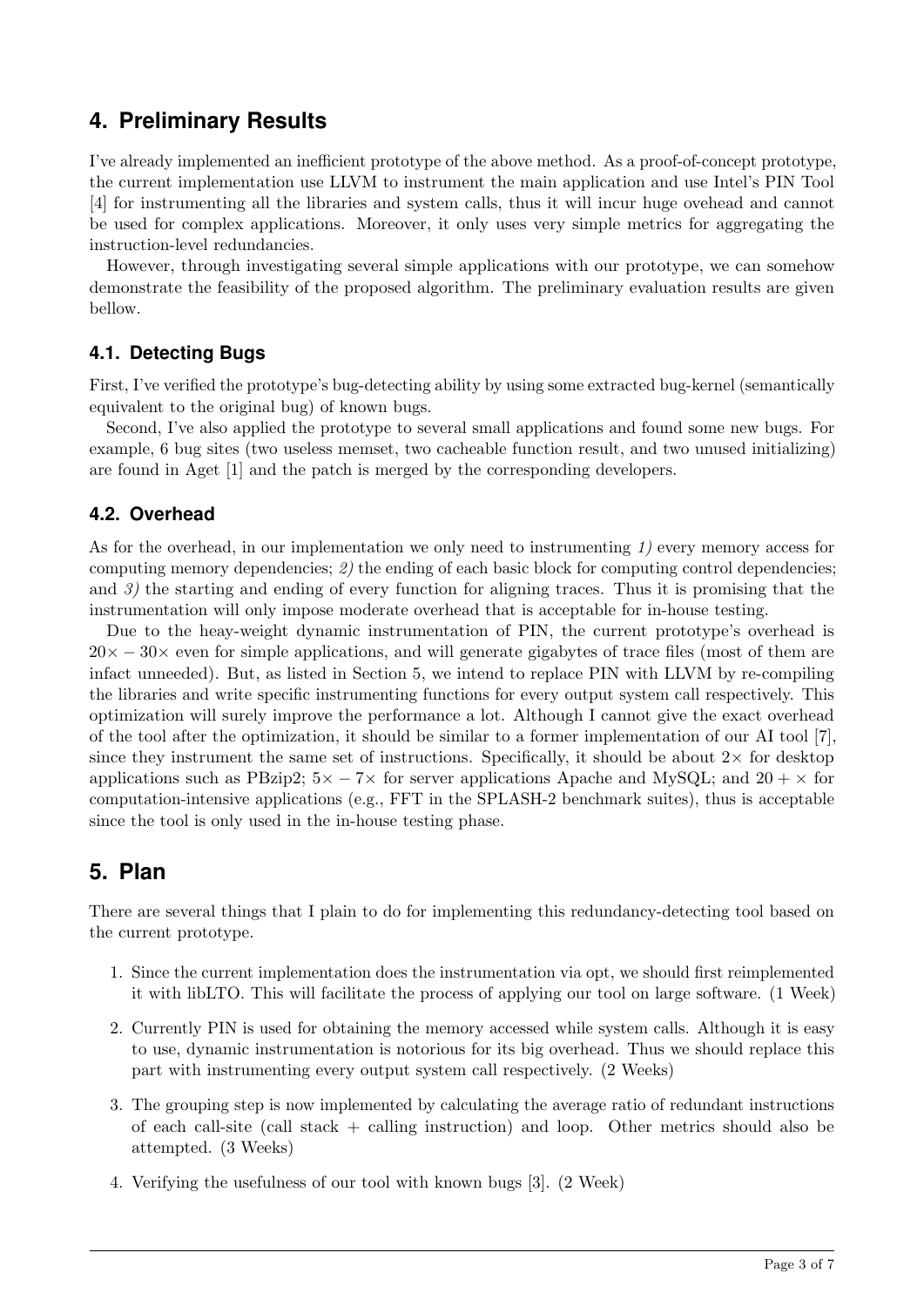## 4. Preliminary Results

I've already implemented an inefficient prototype of the above method. As a proof-of-concept prototype, the current implementation use LLVM to instrument the main application and use Intel's PIN Tool [4] for instrumenting all the libraries and system calls, thus it will incur huge ovehead and cannot be used for complex applications. Moreover, it only uses very simple metrics for aggregating the instruction-level redundancies.

However, through investigating several simple applications with our prototype, we can somehow demonstrate the feasibility of the proposed algorithm. The preliminary evaluation results are given bellow.

### 4.1. Detecting Bugs

First, I've verified the prototype's bug-detecting ability by using some extracted bug-kernel (semantically equivalent to the original bug) of known bugs.

Second, I've also applied the prototype to several small applications and found some new bugs. For example, 6 bug sites (two useless memset, two cacheable function result, and two unused initializing) are found in Aget [1] and the patch is merged by the corresponding developers.

### 4.2. Overhead

As for the overhead, in our implementation we only need to instrumenting *1)* every memory access for computing memory dependencies; *2)* the ending of each basic block for computing control dependencies; and *3)* the starting and ending of every function for aligning traces. Thus it is promising that the instrumentation will only impose moderate overhead that is acceptable for in-house testing.

Due to the heay-weight dynamic instrumentation of PIN, the current prototype's overhead is $20\times - 30\times$ even for simple applications, and will generate gigabytes of trace files (most of them are infact unneeded). But, as listed in Section 5, we intend to replace PIN with LLVM by re-compiling the libraries and write specific instrumenting functions for every output system call respectively. This optimization will surely improve the performance a lot. Although I cannot give the exact overhead of the tool after the optimization, it should be similar to a former implementation of our AI tool [7], since they instrument the same set of instructions. Specifically, it should be about $2\times$ for desktop applications such as PBzip2; $5\times - 7\times$ for server applications Apache and MySQL; and $20 + \times$ for computation-intensive applications (e.g., FFT in the SPLASH-2 benchmark suites), thus is acceptable since the tool is only used in the in-house testing phase.

## 5. Plan

There are several things that I plain to do for implementing this redundancy-detecting tool based on the current prototype.

1. Since the current implementation does the instrumentation via opt, we should first reimplemented it with libLTO. This will facilitate the process of applying our tool on large software. (1 Week)
2. Currently PIN is used for obtaining the memory accessed while system calls. Although it is easy to use, dynamic instrumentation is notorious for its big overhead. Thus we should replace this part with instrumenting every output system call respectively. (2 Weeks)
3. The grouping step is now implemented by calculating the average ratio of redundant instructions of each call-site (call stack + calling instruction) and loop. Other metrics should also be attempted. (3 Weeks)
4. Verifying the usefulness of our tool with known bugs [3]. (2 Week)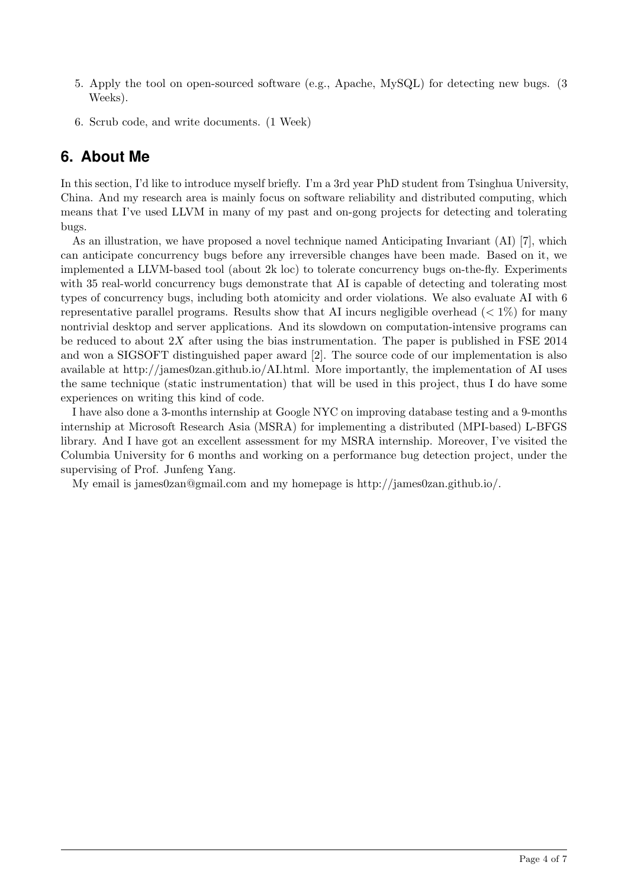5. Apply the tool on open-sourced software (e.g., Apache, MySQL) for detecting new bugs. (3 Weeks).

6. Scrub code, and write documents. (1 Week)

## 6. About Me

In this section, I'd like to introduce myself briefly. I'm a 3rd year PhD student from Tsinghua University, China. And my research area is mainly focus on software reliability and distributed computing, which means that I've used LLVM in many of my past and on-gong projects for detecting and tolerating bugs.

As an illustration, we have proposed a novel technique named Anticipating Invariant (AI) [7], which can anticipate concurrency bugs before any irreversible changes have been made. Based on it, we implemented a LLVM-based tool (about 2k loc) to tolerate concurrency bugs on-the-fly. Experiments with 35 real-world concurrency bugs demonstrate that AI is capable of detecting and tolerating most types of concurrency bugs, including both atomicity and order violations. We also evaluate AI with 6 representative parallel programs. Results show that AI incurs negligible overhead ($< 1\%$) for many nontrivial desktop and server applications. And its slowdown on computation-intensive programs can be reduced to about $2X$ after using the bias instrumentation. The paper is published in FSE 2014 and won a SIGSOFT distinguished paper award [2]. The source code of our implementation is also available at http://james0zan.github.io/AI.html. More importantly, the implementation of AI uses the same technique (static instrumentation) that will be used in this project, thus I do have some experiences on writing this kind of code.

I have also done a 3-months internship at Google NYC on improving database testing and a 9-months internship at Microsoft Research Asia (MSRA) for implementing a distributed (MPI-based) L-BFGS library. And I have got an excellent assessment for my MSRA internship. Moreover, I've visited the Columbia University for 6 months and working on a performance bug detection project, under the supervising of Prof. Junfeng Yang.

My email is james0zan@gmail.com and my homepage is http://james0zan.github.io/.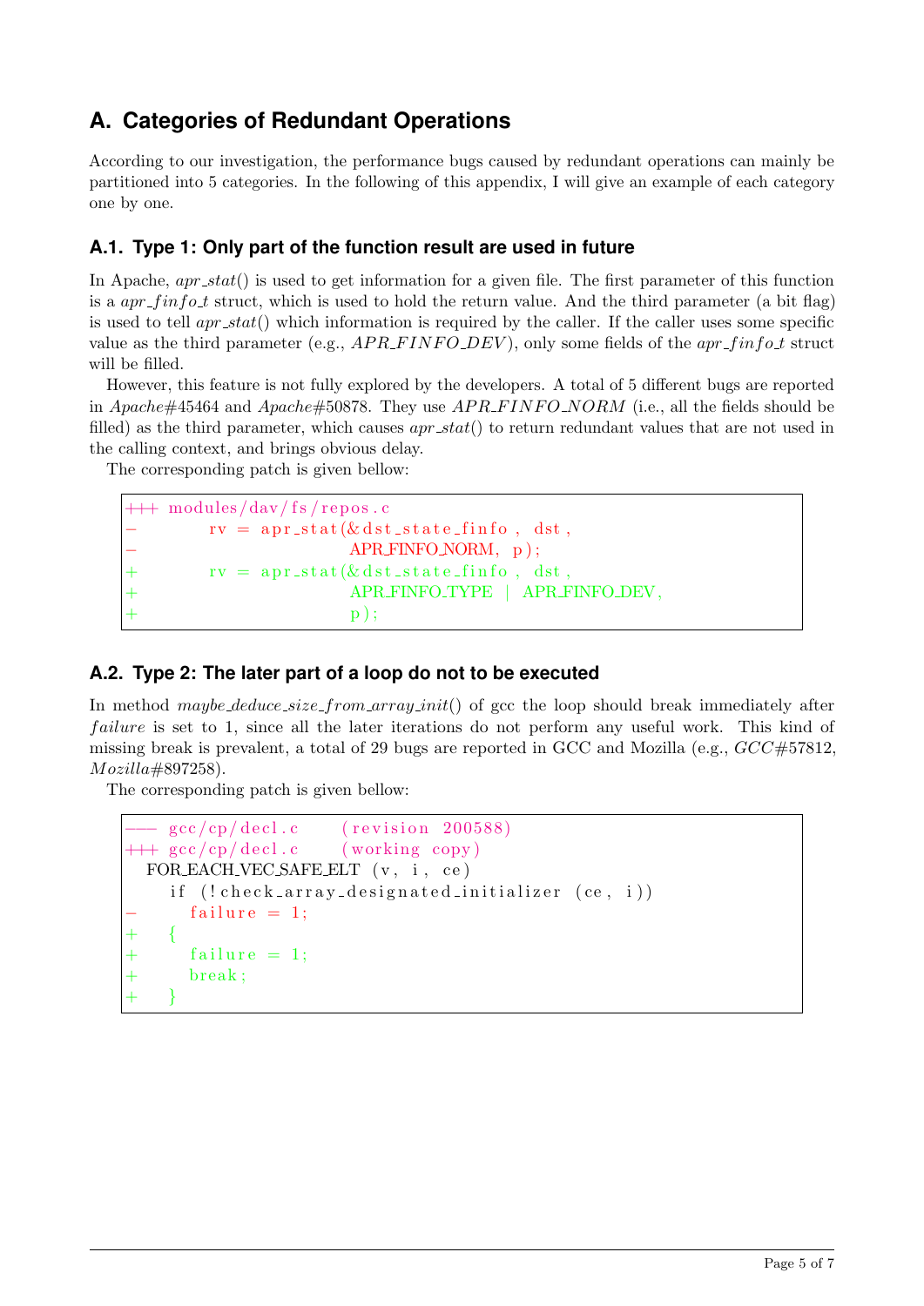## A. Categories of Redundant Operations

According to our investigation, the performance bugs caused by redundant operations can mainly be partitioned into 5 categories. In the following of this appendix, I will give an example of each category one by one.

### A.1. Type 1: Only part of the function result are used in future

In Apache, *apr_stat*() is used to get information for a given file. The first parameter of this function is a *apr_finfo_t* struct, which is used to hold the return value. And the third parameter (a bit flag) is used to tell *apr_stat*() which information is required by the caller. If the caller uses some specific value as the third parameter (e.g., *APR_FINFO_DEV*), only some fields of the *apr_finfo_t* struct will be filled.

However, this feature is not fully explored by the developers. A total of 5 different bugs are reported in *Apache*#45464 and *Apache*#50878. They use *APR_FINFO_NORM* (i.e., all the fields should be filled) as the third parameter, which causes *apr_stat*() to return redundant values that are not used in the calling context, and brings obvious delay.

The corresponding patch is given bellow:

```
+++ modules/dav/fs/repos.c
-       rv = apr_stat(&dst_state_finfo, dst,
-                     APR_FINFO_NORM, p);
+       rv = apr_stat(&dst_state_finfo, dst,
+                     APR_FINFO_TYPE | APR_FINFO_DEV,
+                     p);
```

### A.2. Type 2: The later part of a loop do not to be executed

In method *maybe_deduce_size_from_array_init*() of gcc the loop should break immediately after *failure* is set to 1, since all the later iterations do not perform any useful work. This kind of missing break is prevalent, a total of 29 bugs are reported in GCC and Mozilla (e.g., *GCC*#57812, *Mozilla*#897258).

The corresponding patch is given bellow:

```
--- gcc/cp/decl.c    (revision 200588)
+++ gcc/cp/decl.c    (working copy)
  FOR_EACH_VEC_SAFE_ELT (v, i, ce)
    if (!check_array_designated_initializer (ce, i))
-     failure = 1;
+   {
+     failure = 1;
+     break;
+   }
```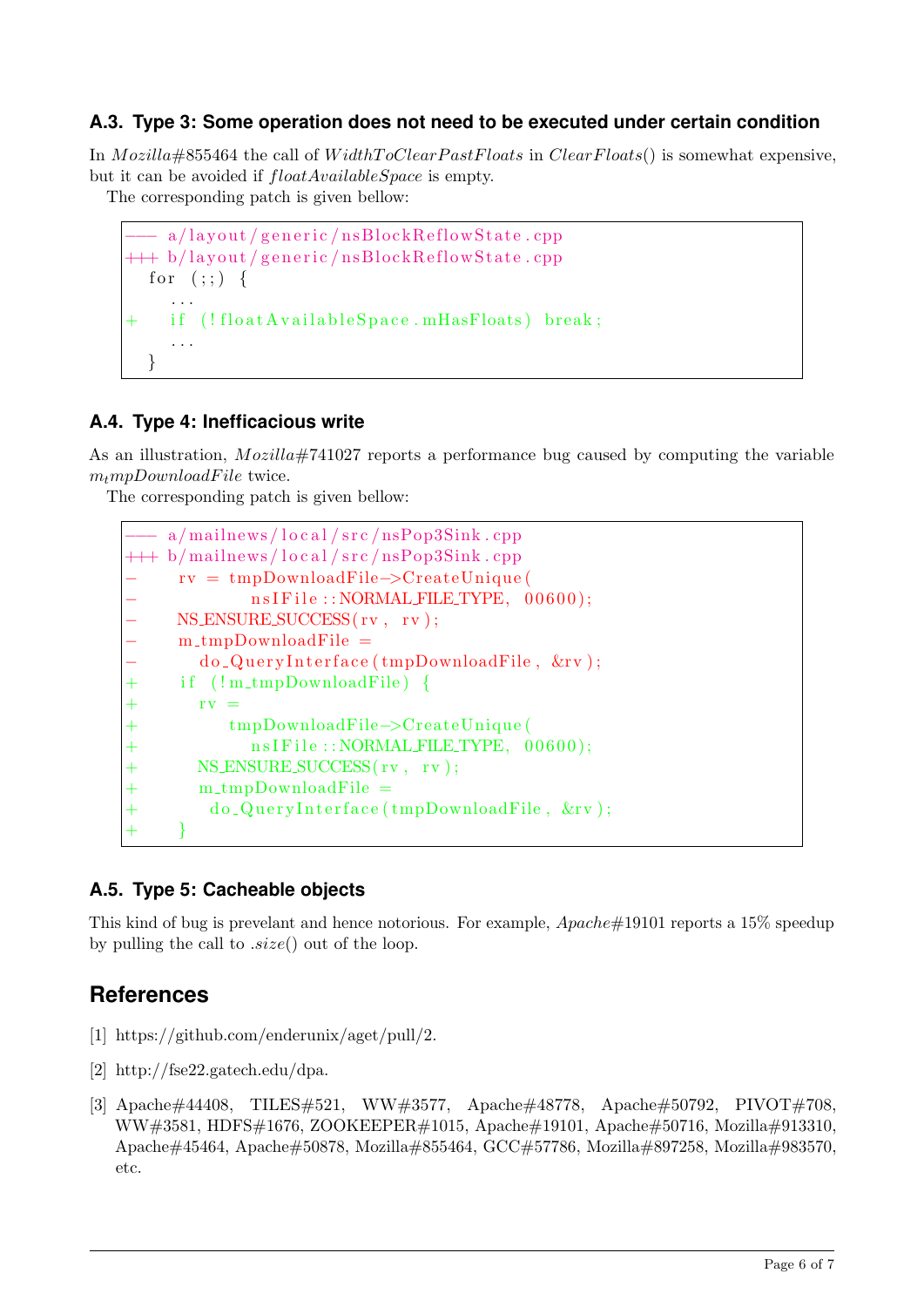### A.3. Type 3: Some operation does not need to be executed under certain condition

In *Mozilla*#855464 the call of *WidthToClearPastFloats* in *ClearFloats*() is somewhat expensive, but it can be avoided if *floatAvailableSpace* is empty.

The corresponding patch is given bellow:

```
--- a/layout/generic/nsBlockReflowState.cpp
+++ b/layout/generic/nsBlockReflowState.cpp
  for (;;) {
    ...
+   if (!floatAvailableSpace.mHasFloats) break;
    ...
  }
```

### A.4. Type 4: Inefficacious write

As an illustration, *Mozilla*#741027 reports a performance bug caused by computing the variable $m_t mpDownloadFile$ twice.

The corresponding patch is given bellow:

```
--- a/mailnews/local/src/nsPop3Sink.cpp
+++ b/mailnews/local/src/nsPop3Sink.cpp
-    rv = tmpDownloadFile->CreateUnique(
-           nsIFile::NORMAL_FILE_TYPE, 00600);
-    NS_ENSURE_SUCCESS(rv, rv);
-    m_tmpDownloadFile =
-      do_QueryInterface(tmpDownloadFile, &rv);
+    if (!m_tmpDownloadFile) {
+      rv =
+         tmpDownloadFile->CreateUnique(
+           nsIFile::NORMAL_FILE_TYPE, 00600);
+      NS_ENSURE_SUCCESS(rv, rv);
+      m_tmpDownloadFile =
+       do_QueryInterface(tmpDownloadFile, &rv);
+    }
```

### A.5. Type 5: Cacheable objects

This kind of bug is prevelant and hence notorious. For example, *Apache*#19101 reports a 15% speedup by pulling the call to *.size*() out of the loop.

## References

[1] https://github.com/enderunix/aget/pull/2.

[2] http://fse22.gatech.edu/dpa.

[3] Apache#44408, TILES#521, WW#3577, Apache#48778, Apache#50792, PIVOT#708, WW#3581, HDFS#1676, ZOOKEEPER#1015, Apache#19101, Apache#50716, Mozilla#913310, Apache#45464, Apache#50878, Mozilla#855464, GCC#57786, Mozilla#897258, Mozilla#983570, etc.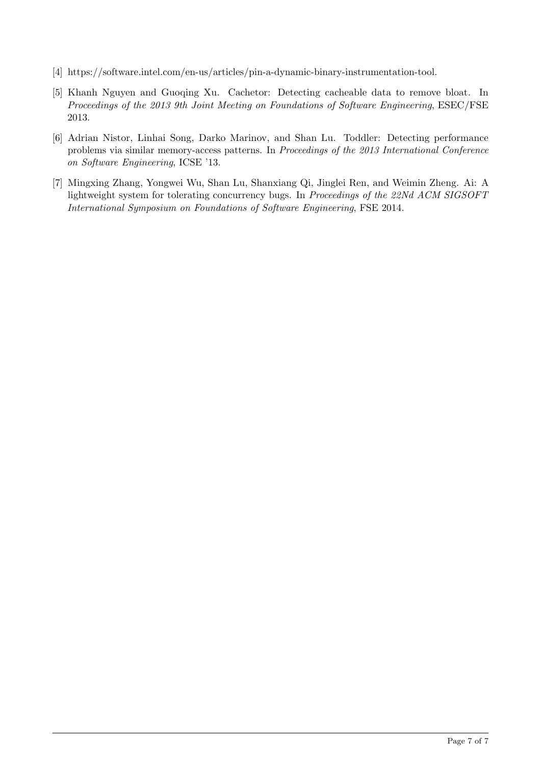[4] https://software.intel.com/en-us/articles/pin-a-dynamic-binary-instrumentation-tool.

[5] Khanh Nguyen and Guoqing Xu. Cachetor: Detecting cacheable data to remove bloat. In *Proceedings of the 2013 9th Joint Meeting on Foundations of Software Engineering*, ESEC/FSE 2013.

[6] Adrian Nistor, Linhai Song, Darko Marinov, and Shan Lu. Toddler: Detecting performance problems via similar memory-access patterns. In *Proceedings of the 2013 International Conference on Software Engineering*, ICSE '13.

[7] Mingxing Zhang, Yongwei Wu, Shan Lu, Shanxiang Qi, Jinglei Ren, and Weimin Zheng. Ai: A lightweight system for tolerating concurrency bugs. In *Proceedings of the 22Nd ACM SIGSOFT International Symposium on Foundations of Software Engineering*, FSE 2014.